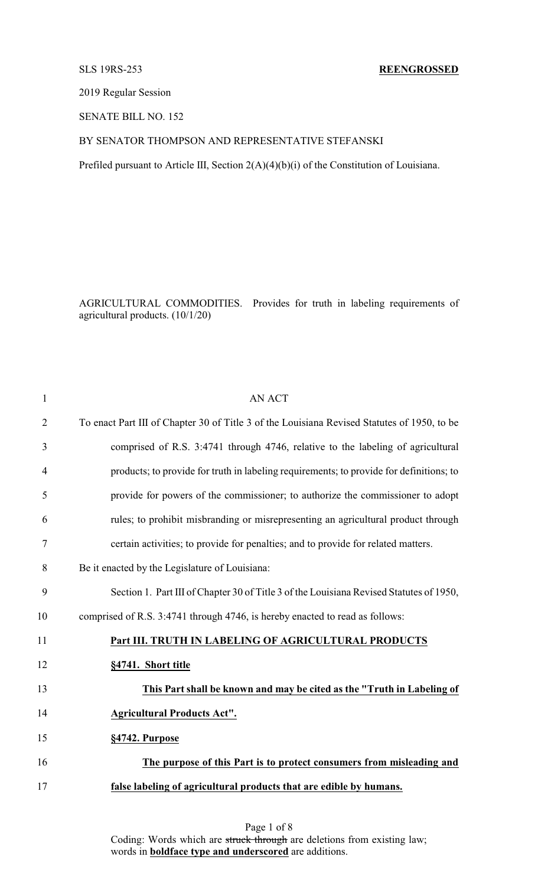SLS 19RS-253 **REENGROSSED**

2019 Regular Session

SENATE BILL NO. 152

BY SENATOR THOMPSON AND REPRESENTATIVE STEFANSKI

Prefiled pursuant to Article III, Section 2(A)(4)(b)(i) of the Constitution of Louisiana.

AGRICULTURAL COMMODITIES. Provides for truth in labeling requirements of agricultural products. (10/1/20)

AN ACT

To enact Part III of Chapter 30 of Title 3 of the Louisiana Revised Statutes of 1950, to be comprised of R.S. 3:4741 through 4746, relative to the labeling of agricultural products; to provide for truth in labeling requirements; to provide for definitions; to provide for powers of the commissioner; to authorize the commissioner to adopt rules; to prohibit misbranding or misrepresenting an agricultural product through certain activities; to provide for penalties; and to provide for related matters.

Be it enacted by the Legislature of Louisiana:

Section 1. Part III of Chapter 30 of Title 3 of the Louisiana Revised Statutes of 1950, comprised of R.S. 3:4741 through 4746, is hereby enacted to read as follows:

**Part III. TRUTH IN LABELING OF AGRICULTURAL PRODUCTS**

**§4741. Short title**

**This Part shall be known and may be cited as the "Truth in Labeling of Agricultural Products Act".**

**§4742. Purpose**

**The purpose of this Part is to protect consumers from misleading and false labeling of agricultural products that are edible by humans.**

Coding: Words which are ~~struck through~~ are deletions from existing law; words in **boldface type and underscored** are additions.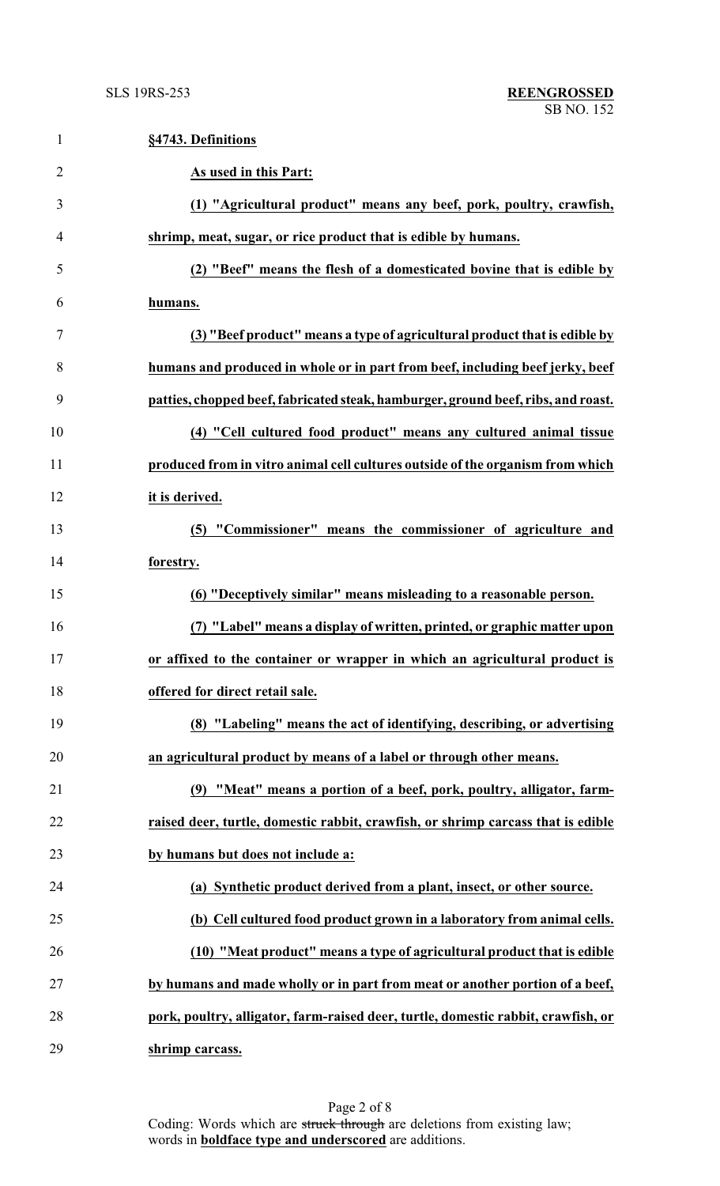**§4743. Definitions**

**As used in this Part:**

**(1) "Agricultural product" means any beef, pork, poultry, crawfish, shrimp, meat, sugar, or rice product that is edible by humans.**

**(2) "Beef" means the flesh of a domesticated bovine that is edible by humans.**

**(3) "Beef product" means a type of agricultural product that is edible by humans and produced in whole or in part from beef, including beef jerky, beef patties, chopped beef, fabricated steak, hamburger, ground beef, ribs, and roast.**

**(4) "Cell cultured food product" means any cultured animal tissue produced from in vitro animal cell cultures outside of the organism from which it is derived.**

**(5) "Commissioner" means the commissioner of agriculture and forestry.**

**(6) "Deceptively similar" means misleading to a reasonable person.**

**(7) "Label" means a display of written, printed, or graphic matter upon or affixed to the container or wrapper in which an agricultural product is offered for direct retail sale.**

**(8) "Labeling" means the act of identifying, describing, or advertising an agricultural product by means of a label or through other means.**

**(9) "Meat" means a portion of a beef, pork, poultry, alligator, farm-raised deer, turtle, domestic rabbit, crawfish, or shrimp carcass that is edible by humans but does not include a:**

**(a) Synthetic product derived from a plant, insect, or other source.**

**(b) Cell cultured food product grown in a laboratory from animal cells.**

**(10) "Meat product" means a type of agricultural product that is edible by humans and made wholly or in part from meat or another portion of a beef, pork, poultry, alligator, farm-raised deer, turtle, domestic rabbit, crawfish, or shrimp carcass.**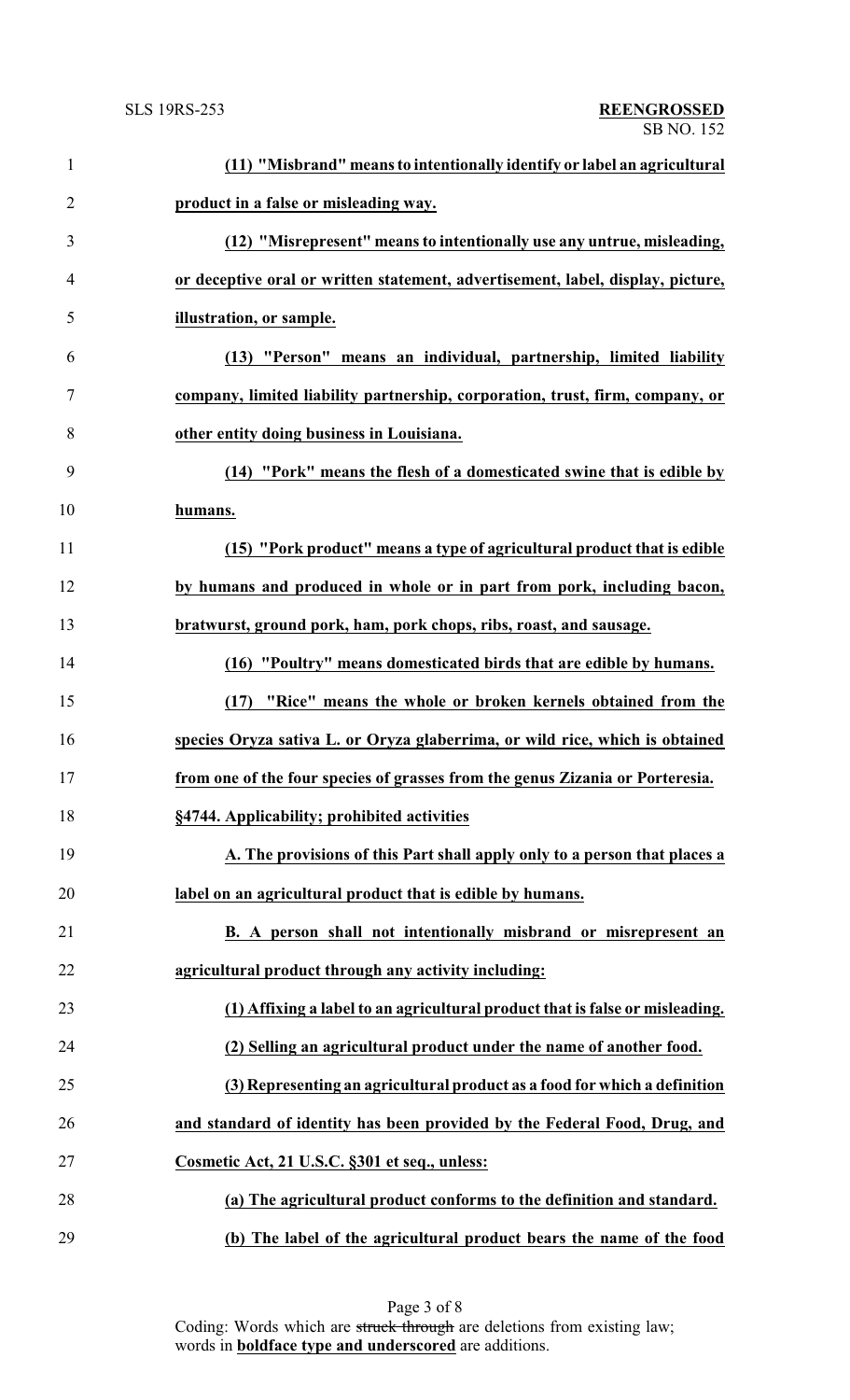**(11) "Misbrand" means to intentionally identify or label an agricultural product in a false or misleading way.**

**(12) "Misrepresent" means to intentionally use any untrue, misleading, or deceptive oral or written statement, advertisement, label, display, picture, illustration, or sample.**

**(13) "Person" means an individual, partnership, limited liability company, limited liability partnership, corporation, trust, firm, company, or other entity doing business in Louisiana.**

**(14) "Pork" means the flesh of a domesticated swine that is edible by humans.**

**(15) "Pork product" means a type of agricultural product that is edible by humans and produced in whole or in part from pork, including bacon, bratwurst, ground pork, ham, pork chops, ribs, roast, and sausage.**

**(16) "Poultry" means domesticated birds that are edible by humans.**

**(17) "Rice" means the whole or broken kernels obtained from the species Oryza sativa L. or Oryza glaberrima, or wild rice, which is obtained from one of the four species of grasses from the genus Zizania or Porteresia.**

**§4744. Applicability; prohibited activities**

**A. The provisions of this Part shall apply only to a person that places a label on an agricultural product that is edible by humans.**

**B. A person shall not intentionally misbrand or misrepresent an agricultural product through any activity including:**

**(1) Affixing a label to an agricultural product that is false or misleading.**

**(2) Selling an agricultural product under the name of another food.**

**(3) Representing an agricultural product as a food for which a definition and standard of identity has been provided by the Federal Food, Drug, and Cosmetic Act, 21 U.S.C. §301 et seq., unless:**

**(a) The agricultural product conforms to the definition and standard.**

**(b) The label of the agricultural product bears the name of the food**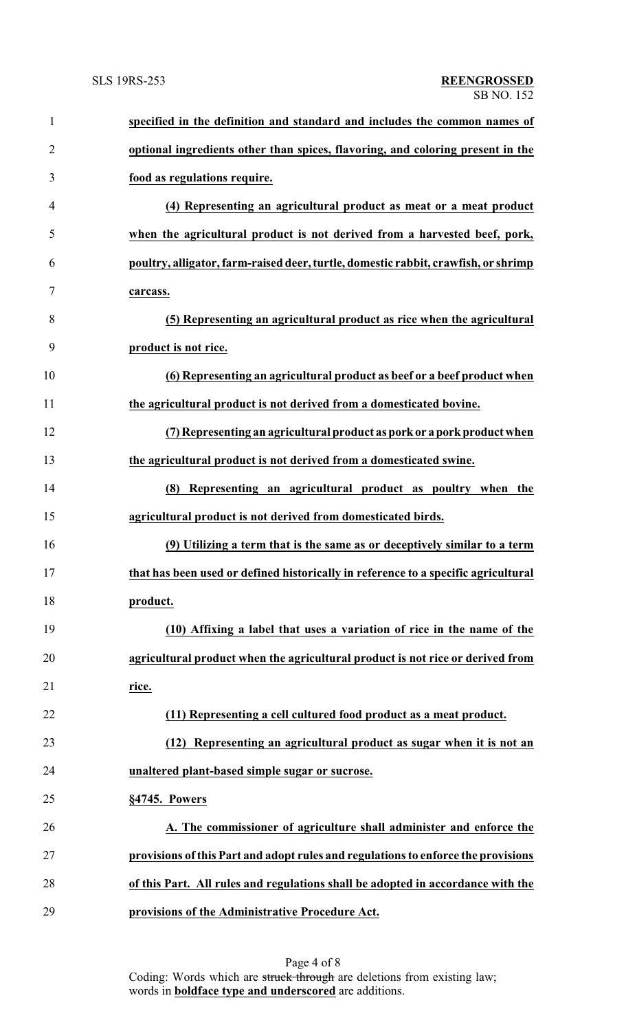**specified in the definition and standard and includes the common names of optional ingredients other than spices, flavoring, and coloring present in the food as regulations require.**

**(4) Representing an agricultural product as meat or a meat product when the agricultural product is not derived from a harvested beef, pork, poultry, alligator, farm-raised deer, turtle, domestic rabbit, crawfish, or shrimp carcass.**

**(5) Representing an agricultural product as rice when the agricultural product is not rice.**

**(6) Representing an agricultural product as beef or a beef product when the agricultural product is not derived from a domesticated bovine.**

**(7) Representing an agricultural product as pork or a pork product when the agricultural product is not derived from a domesticated swine.**

**(8) Representing an agricultural product as poultry when the agricultural product is not derived from domesticated birds.**

**(9) Utilizing a term that is the same as or deceptively similar to a term that has been used or defined historically in reference to a specific agricultural product.**

**(10) Affixing a label that uses a variation of rice in the name of the agricultural product when the agricultural product is not rice or derived from rice.**

**(11) Representing a cell cultured food product as a meat product.**

**(12) Representing an agricultural product as sugar when it is not an unaltered plant-based simple sugar or sucrose.**

**§4745. Powers**

**A. The commissioner of agriculture shall administer and enforce the provisions of this Part and adopt rules and regulations to enforce the provisions of this Part. All rules and regulations shall be adopted in accordance with the provisions of the Administrative Procedure Act.**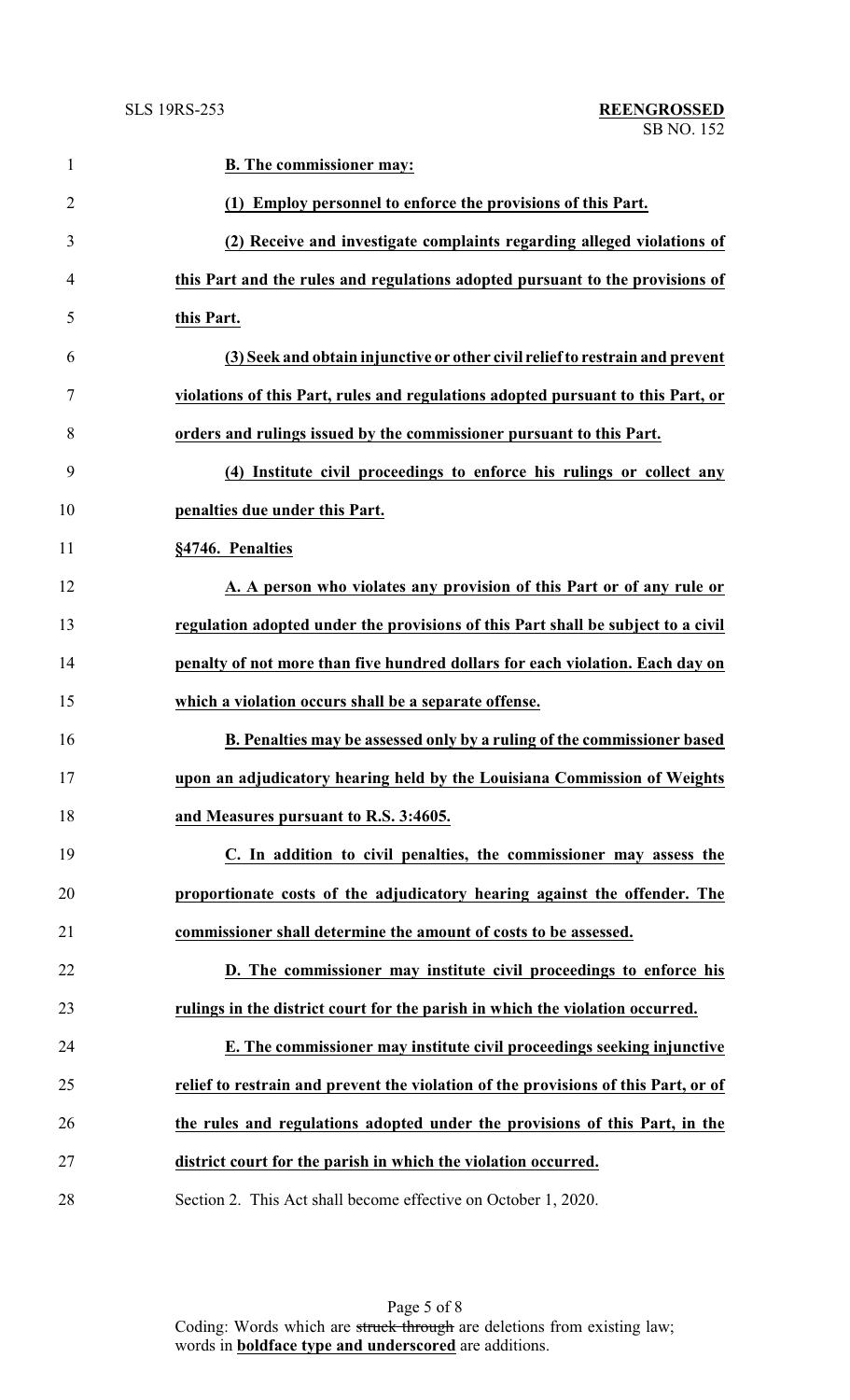**B. The commissioner may:**

**(1) Employ personnel to enforce the provisions of this Part.**

**(2) Receive and investigate complaints regarding alleged violations of this Part and the rules and regulations adopted pursuant to the provisions of this Part.**

**(3) Seek and obtain injunctive or other civil relief to restrain and prevent violations of this Part, rules and regulations adopted pursuant to this Part, or orders and rulings issued by the commissioner pursuant to this Part.**

**(4) Institute civil proceedings to enforce his rulings or collect any penalties due under this Part.**

**§4746. Penalties**

**A. A person who violates any provision of this Part or of any rule or regulation adopted under the provisions of this Part shall be subject to a civil penalty of not more than five hundred dollars for each violation. Each day on which a violation occurs shall be a separate offense.**

**B. Penalties may be assessed only by a ruling of the commissioner based upon an adjudicatory hearing held by the Louisiana Commission of Weights and Measures pursuant to R.S. 3:4605.**

**C. In addition to civil penalties, the commissioner may assess the proportionate costs of the adjudicatory hearing against the offender. The commissioner shall determine the amount of costs to be assessed.**

**D. The commissioner may institute civil proceedings to enforce his rulings in the district court for the parish in which the violation occurred.**

**E. The commissioner may institute civil proceedings seeking injunctive relief to restrain and prevent the violation of the provisions of this Part, or of the rules and regulations adopted under the provisions of this Part, in the district court for the parish in which the violation occurred.**

Section 2. This Act shall become effective on October 1, 2020.

Coding: Words which are ~~struck through~~ are deletions from existing law; words in **boldface type and underscored** are additions.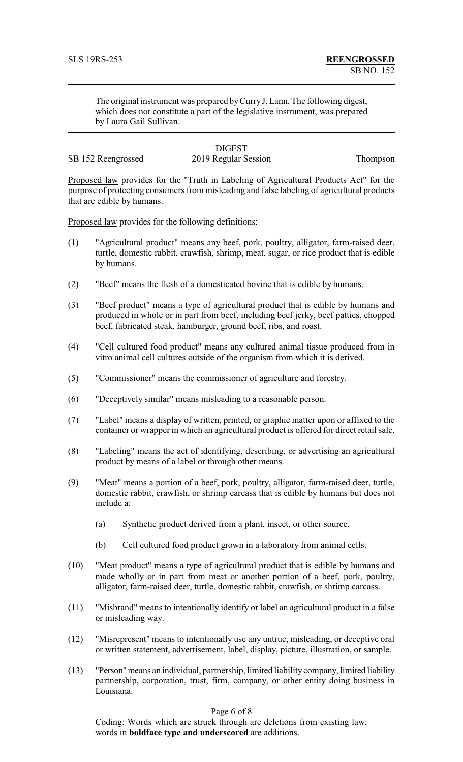The original instrument was prepared by Curry J. Lann. The following digest, which does not constitute a part of the legislative instrument, was prepared by Laura Gail Sullivan.

DIGEST

SB 152 Reengrossed 2019 Regular Session Thompson

Proposed law provides for the "Truth in Labeling of Agricultural Products Act" for the purpose of protecting consumers from misleading and false labeling of agricultural products that are edible by humans.

Proposed law provides for the following definitions:

(1) "Agricultural product" means any beef, pork, poultry, alligator, farm-raised deer, turtle, domestic rabbit, crawfish, shrimp, meat, sugar, or rice product that is edible by humans.

(2) "Beef" means the flesh of a domesticated bovine that is edible by humans.

(3) "Beef product" means a type of agricultural product that is edible by humans and produced in whole or in part from beef, including beef jerky, beef patties, chopped beef, fabricated steak, hamburger, ground beef, ribs, and roast.

(4) "Cell cultured food product" means any cultured animal tissue produced from in vitro animal cell cultures outside of the organism from which it is derived.

(5) "Commissioner" means the commissioner of agriculture and forestry.

(6) "Deceptively similar" means misleading to a reasonable person.

(7) "Label" means a display of written, printed, or graphic matter upon or affixed to the container or wrapper in which an agricultural product is offered for direct retail sale.

(8) "Labeling" means the act of identifying, describing, or advertising an agricultural product by means of a label or through other means.

(9) "Meat" means a portion of a beef, pork, poultry, alligator, farm-raised deer, turtle, domestic rabbit, crawfish, or shrimp carcass that is edible by humans but does not include a:

   (a) Synthetic product derived from a plant, insect, or other source.

   (b) Cell cultured food product grown in a laboratory from animal cells.

(10) "Meat product" means a type of agricultural product that is edible by humans and made wholly or in part from meat or another portion of a beef, pork, poultry, alligator, farm-raised deer, turtle, domestic rabbit, crawfish, or shrimp carcass.

(11) "Misbrand" means to intentionally identify or label an agricultural product in a false or misleading way.

(12) "Misrepresent" means to intentionally use any untrue, misleading, or deceptive oral or written statement, advertisement, label, display, picture, illustration, or sample.

(13) "Person" means an individual, partnership, limited liability company, limited liability partnership, corporation, trust, firm, company, or other entity doing business in Louisiana.

Coding: Words which are ~~struck through~~ are deletions from existing law; words in **boldface type and underscored** are additions.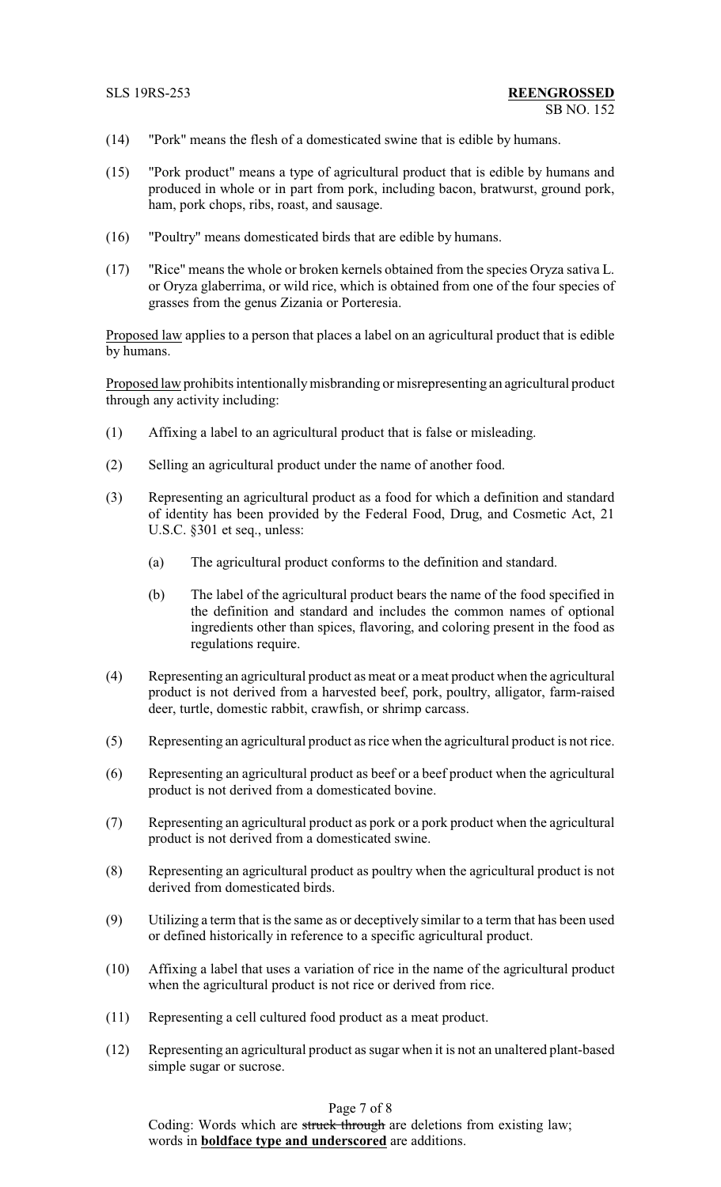(14) "Pork" means the flesh of a domesticated swine that is edible by humans.

(15) "Pork product" means a type of agricultural product that is edible by humans and produced in whole or in part from pork, including bacon, bratwurst, ground pork, ham, pork chops, ribs, roast, and sausage.

(16) "Poultry" means domesticated birds that are edible by humans.

(17) "Rice" means the whole or broken kernels obtained from the species Oryza sativa L. or Oryza glaberrima, or wild rice, which is obtained from one of the four species of grasses from the genus Zizania or Porteresia.

Proposed law applies to a person that places a label on an agricultural product that is edible by humans.

Proposed law prohibits intentionally misbranding or misrepresenting an agricultural product through any activity including:

(1) Affixing a label to an agricultural product that is false or misleading.

(2) Selling an agricultural product under the name of another food.

(3) Representing an agricultural product as a food for which a definition and standard of identity has been provided by the Federal Food, Drug, and Cosmetic Act, 21 U.S.C. §301 et seq., unless:

   (a) The agricultural product conforms to the definition and standard.

   (b) The label of the agricultural product bears the name of the food specified in the definition and standard and includes the common names of optional ingredients other than spices, flavoring, and coloring present in the food as regulations require.

(4) Representing an agricultural product as meat or a meat product when the agricultural product is not derived from a harvested beef, pork, poultry, alligator, farm-raised deer, turtle, domestic rabbit, crawfish, or shrimp carcass.

(5) Representing an agricultural product as rice when the agricultural product is not rice.

(6) Representing an agricultural product as beef or a beef product when the agricultural product is not derived from a domesticated bovine.

(7) Representing an agricultural product as pork or a pork product when the agricultural product is not derived from a domesticated swine.

(8) Representing an agricultural product as poultry when the agricultural product is not derived from domesticated birds.

(9) Utilizing a term that is the same as or deceptively similar to a term that has been used or defined historically in reference to a specific agricultural product.

(10) Affixing a label that uses a variation of rice in the name of the agricultural product when the agricultural product is not rice or derived from rice.

(11) Representing a cell cultured food product as a meat product.

(12) Representing an agricultural product as sugar when it is not an unaltered plant-based simple sugar or sucrose.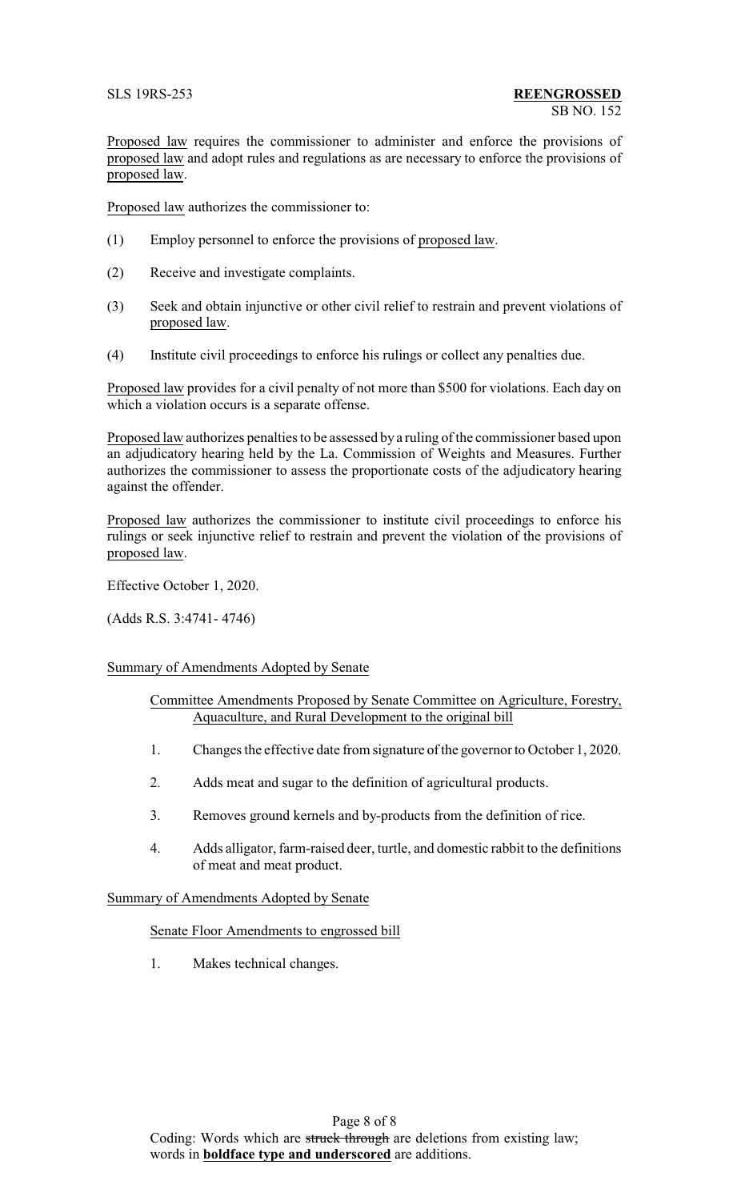Proposed law requires the commissioner to administer and enforce the provisions of proposed law and adopt rules and regulations as are necessary to enforce the provisions of proposed law.

Proposed law authorizes the commissioner to:

(1) Employ personnel to enforce the provisions of proposed law.

(2) Receive and investigate complaints.

(3) Seek and obtain injunctive or other civil relief to restrain and prevent violations of proposed law.

(4) Institute civil proceedings to enforce his rulings or collect any penalties due.

Proposed law provides for a civil penalty of not more than $500 for violations. Each day on which a violation occurs is a separate offense.

Proposed law authorizes penalties to be assessed by a ruling of the commissioner based upon an adjudicatory hearing held by the La. Commission of Weights and Measures. Further authorizes the commissioner to assess the proportionate costs of the adjudicatory hearing against the offender.

Proposed law authorizes the commissioner to institute civil proceedings to enforce his rulings or seek injunctive relief to restrain and prevent the violation of the provisions of proposed law.

Effective October 1, 2020.

(Adds R.S. 3:4741- 4746)

Summary of Amendments Adopted by Senate

Committee Amendments Proposed by Senate Committee on Agriculture, Forestry, Aquaculture, and Rural Development to the original bill

1. Changes the effective date from signature of the governor to October 1, 2020.

2. Adds meat and sugar to the definition of agricultural products.

3. Removes ground kernels and by-products from the definition of rice.

4. Adds alligator, farm-raised deer, turtle, and domestic rabbit to the definitions of meat and meat product.

Summary of Amendments Adopted by Senate

Senate Floor Amendments to engrossed bill

1. Makes technical changes.

Coding: Words which are ~~struck through~~ are deletions from existing law; words in **boldface type and underscored** are additions.